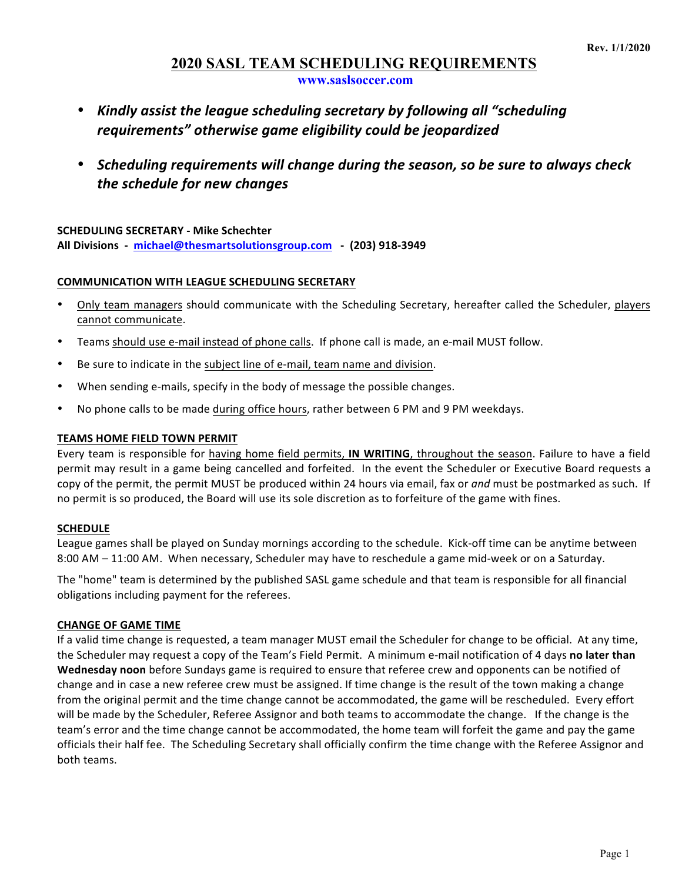Rev. 1/1/2020

# 2020 SASL TEAM SCHEDULING REQUIREMENTS

**www.saslsoccer.com**

- ***Kindly assist the league scheduling secretary by following all "scheduling requirements" otherwise game eligibility could be jeopardized***
- ***Scheduling requirements will change during the season, so be sure to always check the schedule for new changes***

**SCHEDULING SECRETARY - Mike Schechter**
**All Divisions - michael@thesmartsolutionsgroup.com - (203) 918-3949**

## COMMUNICATION WITH LEAGUE SCHEDULING SECRETARY

- Only team managers should communicate with the Scheduling Secretary, hereafter called the Scheduler, players cannot communicate.
- Teams should use e-mail instead of phone calls. If phone call is made, an e-mail MUST follow.
- Be sure to indicate in the subject line of e-mail, team name and division.
- When sending e-mails, specify in the body of message the possible changes.
- No phone calls to be made during office hours, rather between 6 PM and 9 PM weekdays.

## TEAMS HOME FIELD TOWN PERMIT

Every team is responsible for having home field permits, **IN WRITING**, throughout the season. Failure to have a field permit may result in a game being cancelled and forfeited. In the event the Scheduler or Executive Board requests a copy of the permit, the permit MUST be produced within 24 hours via email, fax or *and* must be postmarked as such. If no permit is so produced, the Board will use its sole discretion as to forfeiture of the game with fines.

## SCHEDULE

League games shall be played on Sunday mornings according to the schedule. Kick-off time can be anytime between 8:00 AM – 11:00 AM. When necessary, Scheduler may have to reschedule a game mid-week or on a Saturday.

The "home" team is determined by the published SASL game schedule and that team is responsible for all financial obligations including payment for the referees.

## CHANGE OF GAME TIME

If a valid time change is requested, a team manager MUST email the Scheduler for change to be official. At any time, the Scheduler may request a copy of the Team's Field Permit. A minimum e-mail notification of 4 days **no later than Wednesday noon** before Sundays game is required to ensure that referee crew and opponents can be notified of change and in case a new referee crew must be assigned. If time change is the result of the town making a change from the original permit and the time change cannot be accommodated, the game will be rescheduled. Every effort will be made by the Scheduler, Referee Assignor and both teams to accommodate the change. If the change is the team's error and the time change cannot be accommodated, the home team will forfeit the game and pay the game officials their half fee. The Scheduling Secretary shall officially confirm the time change with the Referee Assignor and both teams.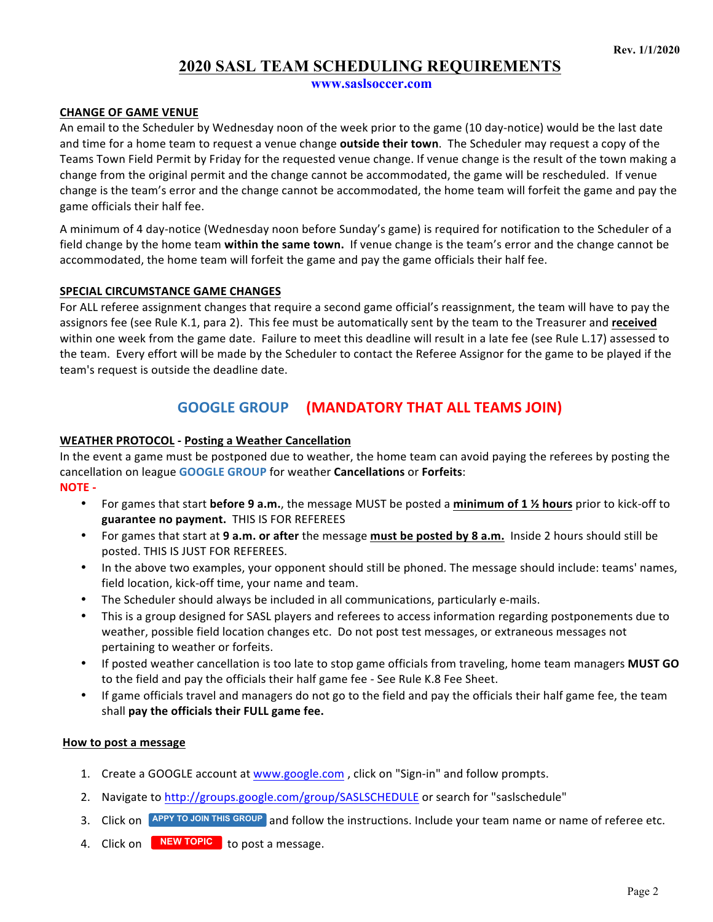Rev. 1/1/2020

# 2020 SASL TEAM SCHEDULING REQUIREMENTS

**www.saslsoccer.com**

## CHANGE OF GAME VENUE

An email to the Scheduler by Wednesday noon of the week prior to the game (10 day-notice) would be the last date and time for a home team to request a venue change **outside their town**. The Scheduler may request a copy of the Teams Town Field Permit by Friday for the requested venue change. If venue change is the result of the town making a change from the original permit and the change cannot be accommodated, the game will be rescheduled. If venue change is the team's error and the change cannot be accommodated, the home team will forfeit the game and pay the game officials their half fee.

A minimum of 4 day-notice (Wednesday noon before Sunday's game) is required for notification to the Scheduler of a field change by the home team **within the same town.** If venue change is the team's error and the change cannot be accommodated, the home team will forfeit the game and pay the game officials their half fee.

## SPECIAL CIRCUMSTANCE GAME CHANGES

For ALL referee assignment changes that require a second game official's reassignment, the team will have to pay the assignors fee (see Rule K.1, para 2). This fee must be automatically sent by the team to the Treasurer and **received** within one week from the game date. Failure to meet this deadline will result in a late fee (see Rule L.17) assessed to the team. Every effort will be made by the Scheduler to contact the Referee Assignor for the game to be played if the team's request is outside the deadline date.

## GOOGLE GROUP (MANDATORY THAT ALL TEAMS JOIN)

**WEATHER PROTOCOL** - **Posting a Weather Cancellation**

In the event a game must be postponed due to weather, the home team can avoid paying the referees by posting the cancellation on league **GOOGLE GROUP** for weather **Cancellations** or **Forfeits**:

**NOTE -**

- For games that start **before 9 a.m.**, the message MUST be posted a **minimum of 1 ½ hours** prior to kick-off to **guarantee no payment.** THIS IS FOR REFEREES
- For games that start at **9 a.m. or after** the message **must be posted by 8 a.m.** Inside 2 hours should still be posted. THIS IS JUST FOR REFEREES.
- In the above two examples, your opponent should still be phoned. The message should include: teams' names, field location, kick-off time, your name and team.
- The Scheduler should always be included in all communications, particularly e-mails.
- This is a group designed for SASL players and referees to access information regarding postponements due to weather, possible field location changes etc. Do not post test messages, or extraneous messages not pertaining to weather or forfeits.
- If posted weather cancellation is too late to stop game officials from traveling, home team managers **MUST GO** to the field and pay the officials their half game fee - See Rule K.8 Fee Sheet.
- If game officials travel and managers do not go to the field and pay the officials their half game fee, the team shall **pay the officials their FULL game fee.**

**How to post a message**

1. Create a GOOGLE account at www.google.com , click on "Sign-in" and follow prompts.
2. Navigate to http://groups.google.com/group/SASLSCHEDULE or search for "saslschedule"
3. Click on **APPY TO JOIN THIS GROUP** and follow the instructions. Include your team name or name of referee etc.
4. Click on **NEW TOPIC** to post a message.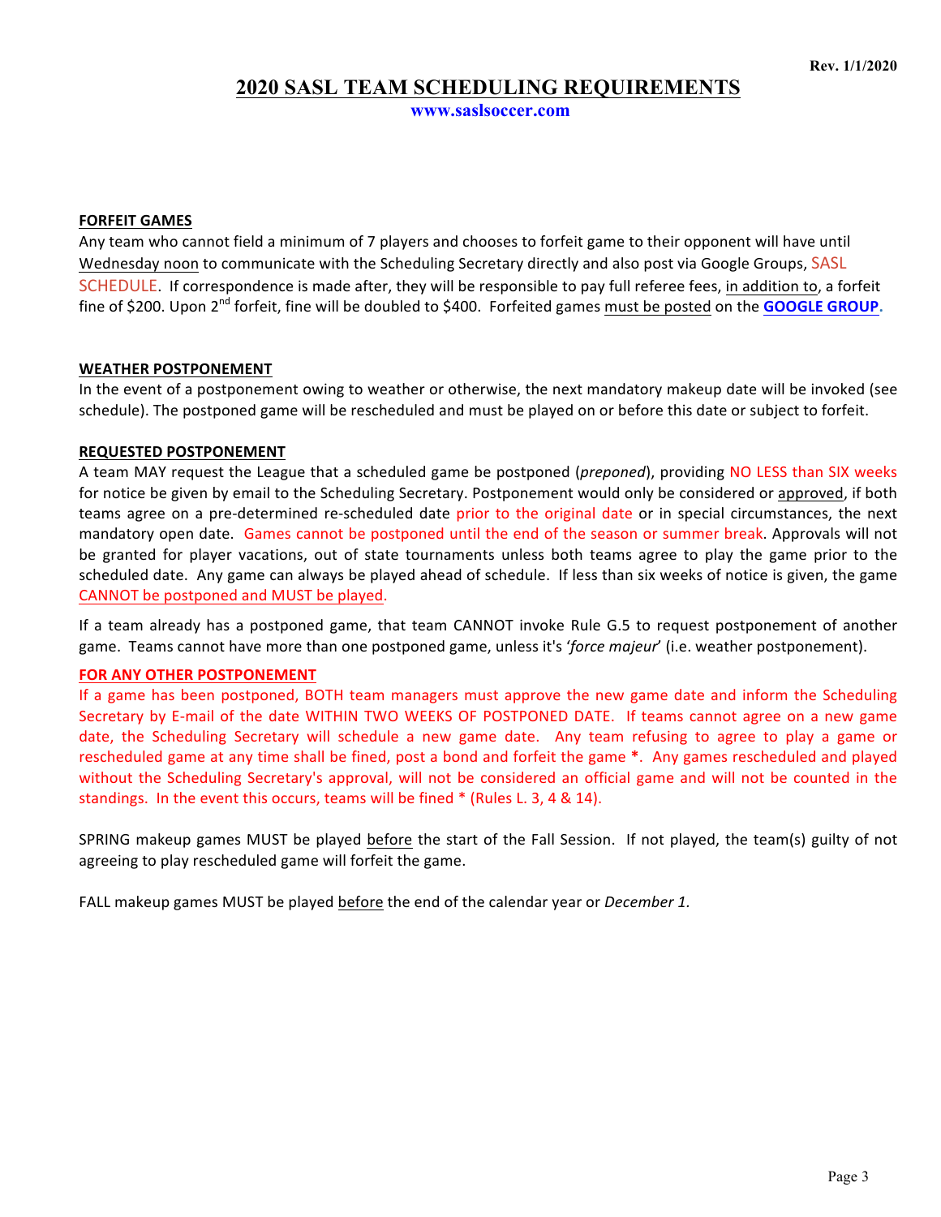Rev. 1/1/2020

# 2020 SASL TEAM SCHEDULING REQUIREMENTS

**www.saslsoccer.com**

**FORFEIT GAMES**

Any team who cannot field a minimum of 7 players and chooses to forfeit game to their opponent will have until Wednesday noon to communicate with the Scheduling Secretary directly and also post via Google Groups, SASL SCHEDULE. If correspondence is made after, they will be responsible to pay full referee fees, in addition to, a forfeit fine of $200. Upon 2nd forfeit, fine will be doubled to $400. Forfeited games must be posted on the **GOOGLE GROUP**.

**WEATHER POSTPONEMENT**

In the event of a postponement owing to weather or otherwise, the next mandatory makeup date will be invoked (see schedule). The postponed game will be rescheduled and must be played on or before this date or subject to forfeit.

**REQUESTED POSTPONEMENT**

A team MAY request the League that a scheduled game be postponed (*preponed*), providing NO LESS than SIX weeks for notice be given by email to the Scheduling Secretary. Postponement would only be considered or approved, if both teams agree on a pre-determined re-scheduled date prior to the original date or in special circumstances, the next mandatory open date. Games cannot be postponed until the end of the season or summer break. Approvals will not be granted for player vacations, out of state tournaments unless both teams agree to play the game prior to the scheduled date. Any game can always be played ahead of schedule. If less than six weeks of notice is given, the game CANNOT be postponed and MUST be played.

If a team already has a postponed game, that team CANNOT invoke Rule G.5 to request postponement of another game. Teams cannot have more than one postponed game, unless it's '*force majeur*' (i.e. weather postponement).

**FOR ANY OTHER POSTPONEMENT**

If a game has been postponed, BOTH team managers must approve the new game date and inform the Scheduling Secretary by E-mail of the date WITHIN TWO WEEKS OF POSTPONED DATE. If teams cannot agree on a new game date, the Scheduling Secretary will schedule a new game date. Any team refusing to agree to play a game or rescheduled game at any time shall be fined, post a bond and forfeit the game **\***. Any games rescheduled and played without the Scheduling Secretary's approval, will not be considered an official game and will not be counted in the standings. In the event this occurs, teams will be fined * (Rules L. 3, 4 & 14).

SPRING makeup games MUST be played before the start of the Fall Session. If not played, the team(s) guilty of not agreeing to play rescheduled game will forfeit the game.

FALL makeup games MUST be played before the end of the calendar year or *December 1.*